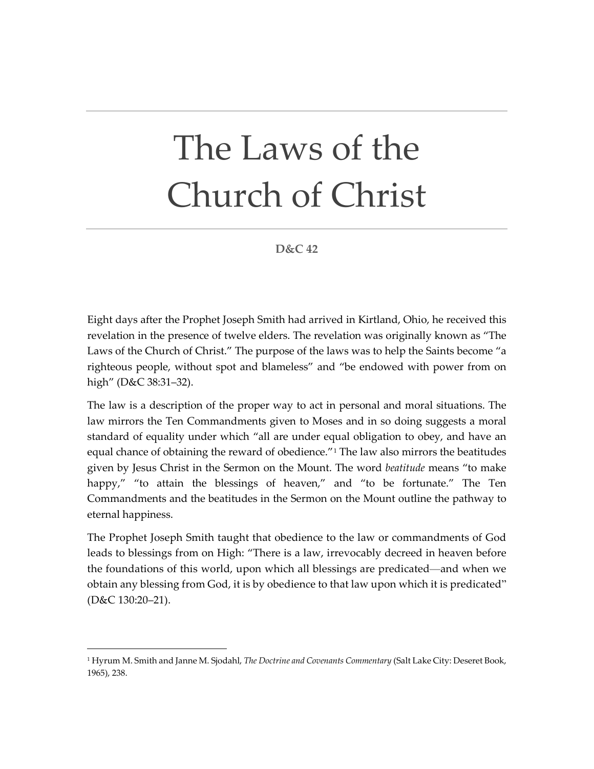# The Laws of the Church of Christ

**D&C 42**

Eight days after the Prophet Joseph Smith had arrived in Kirtland, Ohio, he received this revelation in the presence of twelve elders. The revelation was originally known as "The Laws of the Church of Christ." The purpose of the laws was to help the Saints become "a righteous people, without spot and blameless" and "be endowed with power from on high" (D&C 38:31–32).

The law is a description of the proper way to act in personal and moral situations. The law mirrors the Ten Commandments given to Moses and in so doing suggests a moral standard of equality under which "all are under equal obligation to obey, and have an equal chance of obtaining the reward of obedience."[1] The law also mirrors the beatitudes given by Jesus Christ in the Sermon on the Mount. The word *beatitude* means "to make happy," "to attain the blessings of heaven," and "to be fortunate." The Ten Commandments and the beatitudes in the Sermon on the Mount outline the pathway to eternal happiness.

The Prophet Joseph Smith taught that obedience to the law or commandments of God leads to blessings from on High: "There is a law, irrevocably decreed in heaven before the foundations of this world, upon which all blessings are predicated—and when we obtain any blessing from God, it is by obedience to that law upon which it is predicated" (D&C 130:20–21).

---

[1] Hyrum M. Smith and Janne M. Sjodahl, *The Doctrine and Covenants Commentary* (Salt Lake City: Deseret Book, 1965), 238.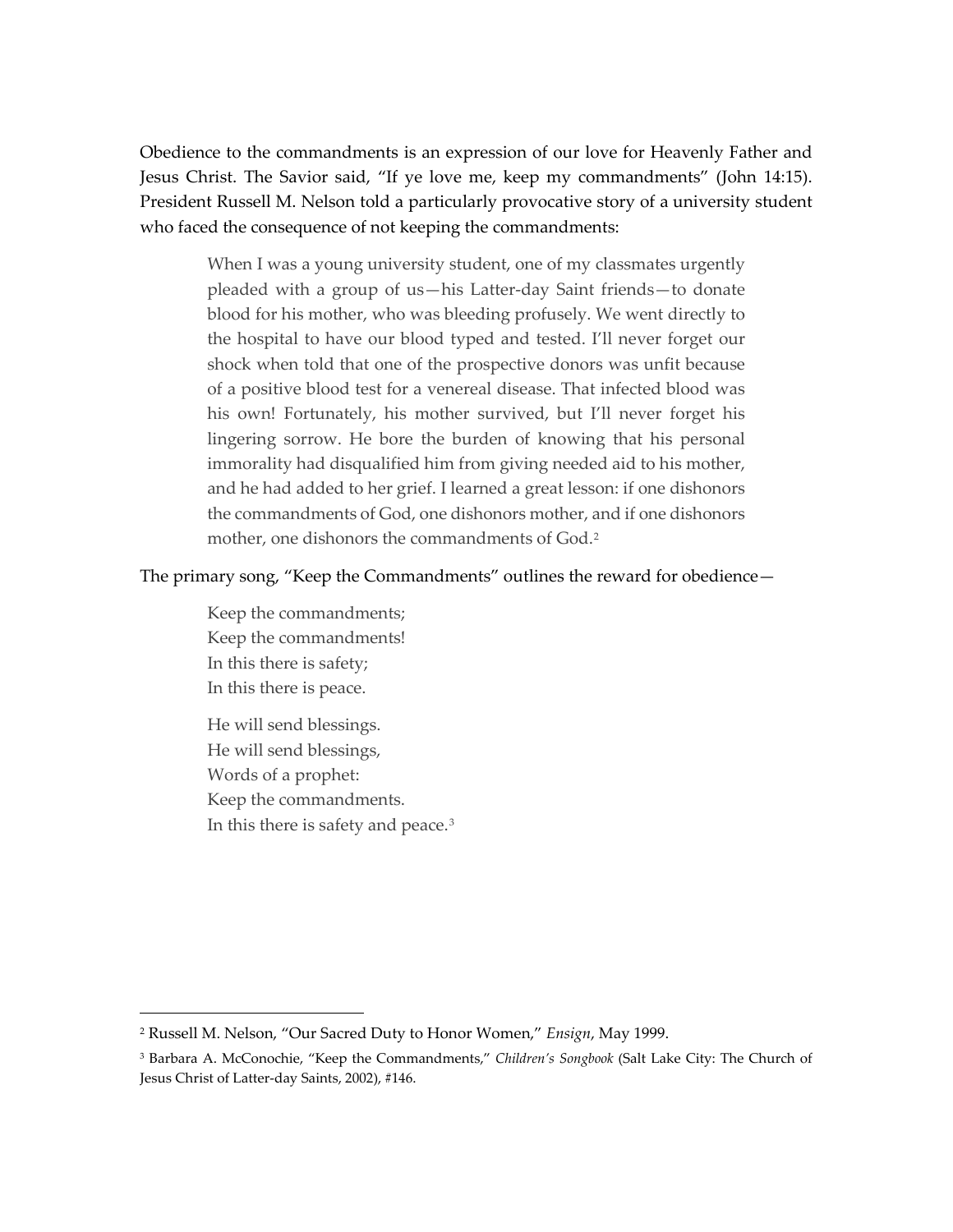Obedience to the commandments is an expression of our love for Heavenly Father and Jesus Christ. The Savior said, "If ye love me, keep my commandments" (John 14:15). President Russell M. Nelson told a particularly provocative story of a university student who faced the consequence of not keeping the commandments:

> When I was a young university student, one of my classmates urgently pleaded with a group of us—his Latter-day Saint friends—to donate blood for his mother, who was bleeding profusely. We went directly to the hospital to have our blood typed and tested. I'll never forget our shock when told that one of the prospective donors was unfit because of a positive blood test for a venereal disease. That infected blood was his own! Fortunately, his mother survived, but I'll never forget his lingering sorrow. He bore the burden of knowing that his personal immorality had disqualified him from giving needed aid to his mother, and he had added to her grief. I learned a great lesson: if one dishonors the commandments of God, one dishonors mother, and if one dishonors mother, one dishonors the commandments of God.[2]

The primary song, "Keep the Commandments" outlines the reward for obedience—

> Keep the commandments;
> Keep the commandments!
> In this there is safety;
> In this there is peace.
>
> He will send blessings.
> He will send blessings,
> Words of a prophet:
> Keep the commandments.
> In this there is safety and peace.[3]

---

[2] Russell M. Nelson, "Our Sacred Duty to Honor Women," *Ensign*, May 1999.

[3] Barbara A. McConochie, "Keep the Commandments," *Children's Songbook* (Salt Lake City: The Church of Jesus Christ of Latter-day Saints, 2002), #146.